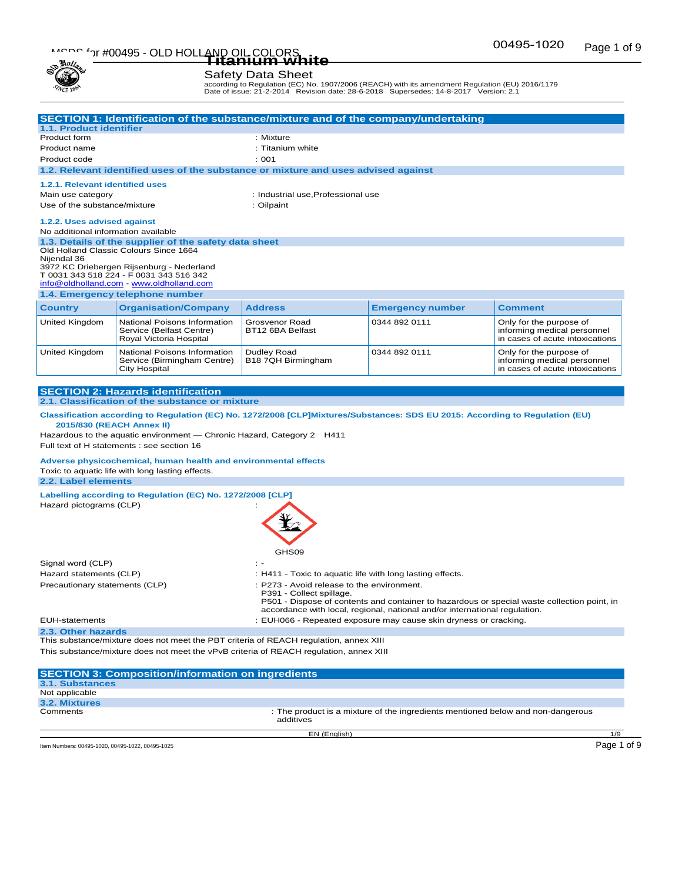# Titanium white

Safety Data Sheet

according to Regulation (EC) No. 1907/2006 (REACH) with its amendment Regulation (EU) 2016/1179
Date of issue: 21-2-2014 Revision date: 28-6-2018 Supersedes: 14-8-2017 Version: 2.1

## SECTION 1: Identification of the substance/mixture and of the company/undertaking

### 1.1. Product identifier

Product form : Mixture
Product name : Titanium white
Product code : 001

### 1.2. Relevant identified uses of the substance or mixture and uses advised against

#### 1.2.1. Relevant identified uses

Main use category : Industrial use,Professional use
Use of the substance/mixture : Oilpaint

#### 1.2.2. Uses advised against

No additional information available

### 1.3. Details of the supplier of the safety data sheet

Old Holland Classic Colours Since 1664
Nijendal 36
3972 KC Driebergen Rijsenburg - Nederland
T 0031 343 518 224 - F 0031 343 516 342
info@oldholland.com - www.oldholland.com

### 1.4. Emergency telephone number

| Country | Organisation/Company | Address | Emergency number | Comment |
|---|---|---|---|---|
| United Kingdom | National Poisons Information Service (Belfast Centre) Royal Victoria Hospital | Grosvenor Road BT12 6BA Belfast | 0344 892 0111 | Only for the purpose of informing medical personnel in cases of acute intoxications |
| United Kingdom | National Poisons Information Service (Birmingham Centre) City Hospital | Dudley Road B18 7QH Birmingham | 0344 892 0111 | Only for the purpose of informing medical personnel in cases of acute intoxications |

## SECTION 2: Hazards identification

### 2.1. Classification of the substance or mixture

**Classification according to Regulation (EC) No. 1272/2008 [CLP]Mixtures/Substances: SDS EU 2015: According to Regulation (EU) 2015/830 (REACH Annex II)**

Hazardous to the aquatic environment — Chronic Hazard, Category 2 H411
Full text of H statements : see section 16

**Adverse physicochemical, human health and environmental effects**

Toxic to aquatic life with long lasting effects.

### 2.2. Label elements

**Labelling according to Regulation (EC) No. 1272/2008 [CLP]**

Hazard pictograms (CLP) :

GHS09

Signal word (CLP) : -
Hazard statements (CLP) : H411 - Toxic to aquatic life with long lasting effects.
Precautionary statements (CLP) : P273 - Avoid release to the environment.
P391 - Collect spillage.
P501 - Dispose of contents and container to hazardous or special waste collection point, in accordance with local, regional, national and/or international regulation.
EUH-statements : EUH066 - Repeated exposure may cause skin dryness or cracking.

### 2.3. Other hazards

This substance/mixture does not meet the PBT criteria of REACH regulation, annex XIII
This substance/mixture does not meet the vPvB criteria of REACH regulation, annex XIII

## SECTION 3: Composition/information on ingredients

### 3.1. Substances

Not applicable

### 3.2. Mixtures

Comments : The product is a mixture of the ingredients mentioned below and non-dangerous additives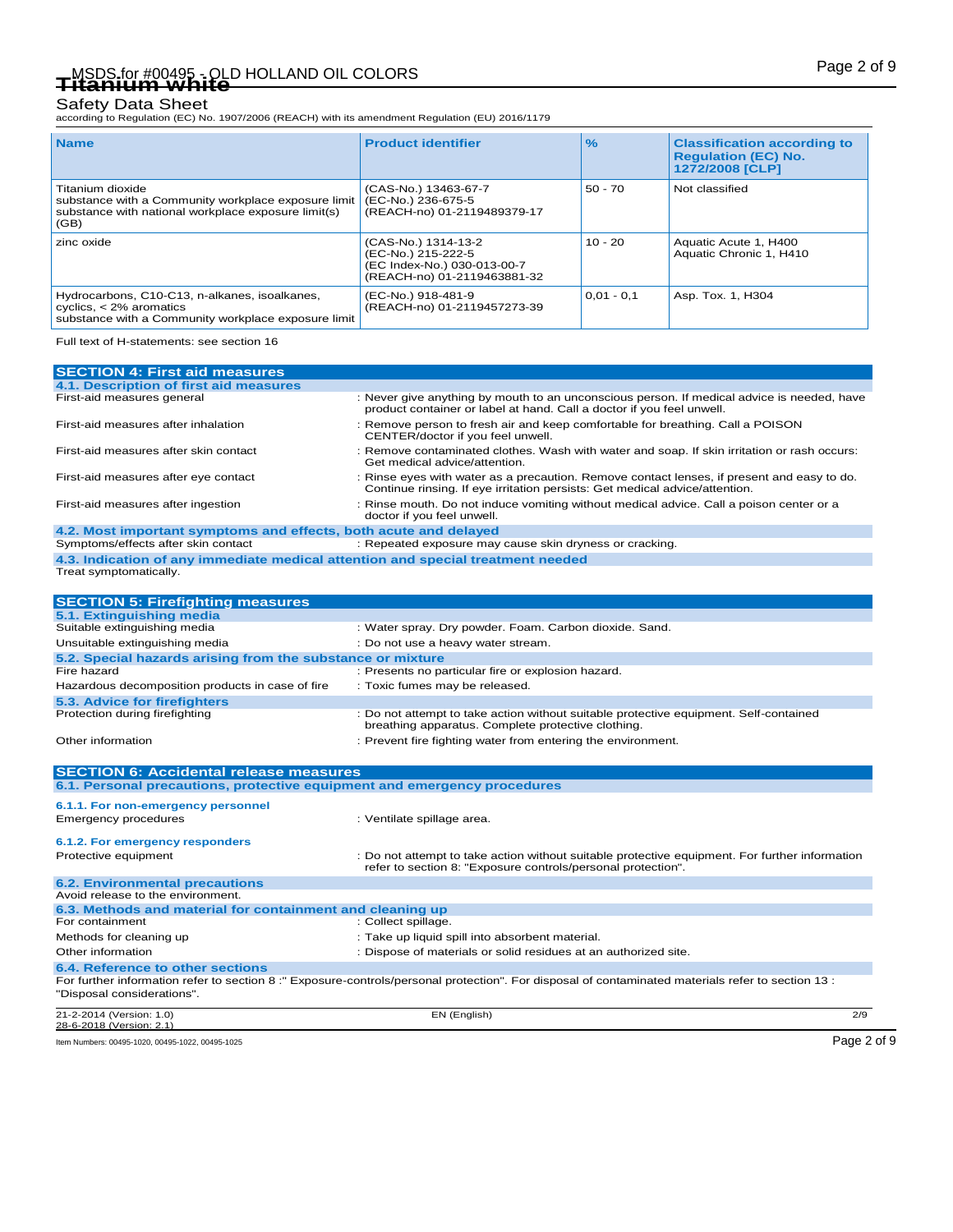| Name | Product identifier | % | Classification according to Regulation (EC) No. 1272/2008 [CLP] |
|---|---|---|---|
| Titanium dioxide<br>substance with a Community workplace exposure limit<br>substance with national workplace exposure limit(s) (GB) | (CAS-No.) 13463-67-7<br>(EC-No.) 236-675-5<br>(REACH-no) 01-2119489379-17 | 50 - 70 | Not classified |
| zinc oxide | (CAS-No.) 1314-13-2<br>(EC-No.) 215-222-5<br>(EC Index-No.) 030-013-00-7<br>(REACH-no) 01-2119463881-32 | 10 - 20 | Aquatic Acute 1, H400<br>Aquatic Chronic 1, H410 |
| Hydrocarbons, C10-C13, n-alkanes, isoalkanes, cyclics, < 2% aromatics<br>substance with a Community workplace exposure limit | (EC-No.) 918-481-9<br>(REACH-no) 01-2119457273-39 | 0,01 - 0,1 | Asp. Tox. 1, H304 |

Full text of H-statements: see section 16

## SECTION 4: First aid measures

### 4.1. Description of first aid measures

| | |
|---|---|
| First-aid measures general | : Never give anything by mouth to an unconscious person. If medical advice is needed, have product container or label at hand. Call a doctor if you feel unwell. |
| First-aid measures after inhalation | : Remove person to fresh air and keep comfortable for breathing. Call a POISON CENTER/doctor if you feel unwell. |
| First-aid measures after skin contact | : Remove contaminated clothes. Wash with water and soap. If skin irritation or rash occurs: Get medical advice/attention. |
| First-aid measures after eye contact | : Rinse eyes with water as a precaution. Remove contact lenses, if present and easy to do. Continue rinsing. If eye irritation persists: Get medical advice/attention. |
| First-aid measures after ingestion | : Rinse mouth. Do not induce vomiting without medical advice. Call a poison center or a doctor if you feel unwell. |

### 4.2. Most important symptoms and effects, both acute and delayed

| | |
|---|---|
| Symptoms/effects after skin contact | : Repeated exposure may cause skin dryness or cracking. |

### 4.3. Indication of any immediate medical attention and special treatment needed

Treat symptomatically.

## SECTION 5: Firefighting measures

### 5.1. Extinguishing media

| | |
|---|---|
| Suitable extinguishing media | : Water spray. Dry powder. Foam. Carbon dioxide. Sand. |
| Unsuitable extinguishing media | : Do not use a heavy water stream. |

### 5.2. Special hazards arising from the substance or mixture

| | |
|---|---|
| Fire hazard | : Presents no particular fire or explosion hazard. |
| Hazardous decomposition products in case of fire | : Toxic fumes may be released. |

### 5.3. Advice for firefighters

| | |
|---|---|
| Protection during firefighting | : Do not attempt to take action without suitable protective equipment. Self-contained breathing apparatus. Complete protective clothing. |
| Other information | : Prevent fire fighting water from entering the environment. |

## SECTION 6: Accidental release measures

### 6.1. Personal precautions, protective equipment and emergency procedures

#### 6.1.1. For non-emergency personnel

| | |
|---|---|
| Emergency procedures | : Ventilate spillage area. |

#### 6.1.2. For emergency responders

| | |
|---|---|
| Protective equipment | : Do not attempt to take action without suitable protective equipment. For further information refer to section 8: "Exposure controls/personal protection". |

### 6.2. Environmental precautions

Avoid release to the environment.

### 6.3. Methods and material for containment and cleaning up

| | |
|---|---|
| For containment | : Collect spillage. |
| Methods for cleaning up | : Take up liquid spill into absorbent material. |
| Other information | : Dispose of materials or solid residues at an authorized site. |

### 6.4. Reference to other sections

For further information refer to section 8 :" Exposure-controls/personal protection". For disposal of contaminated materials refer to section 13 : "Disposal considerations".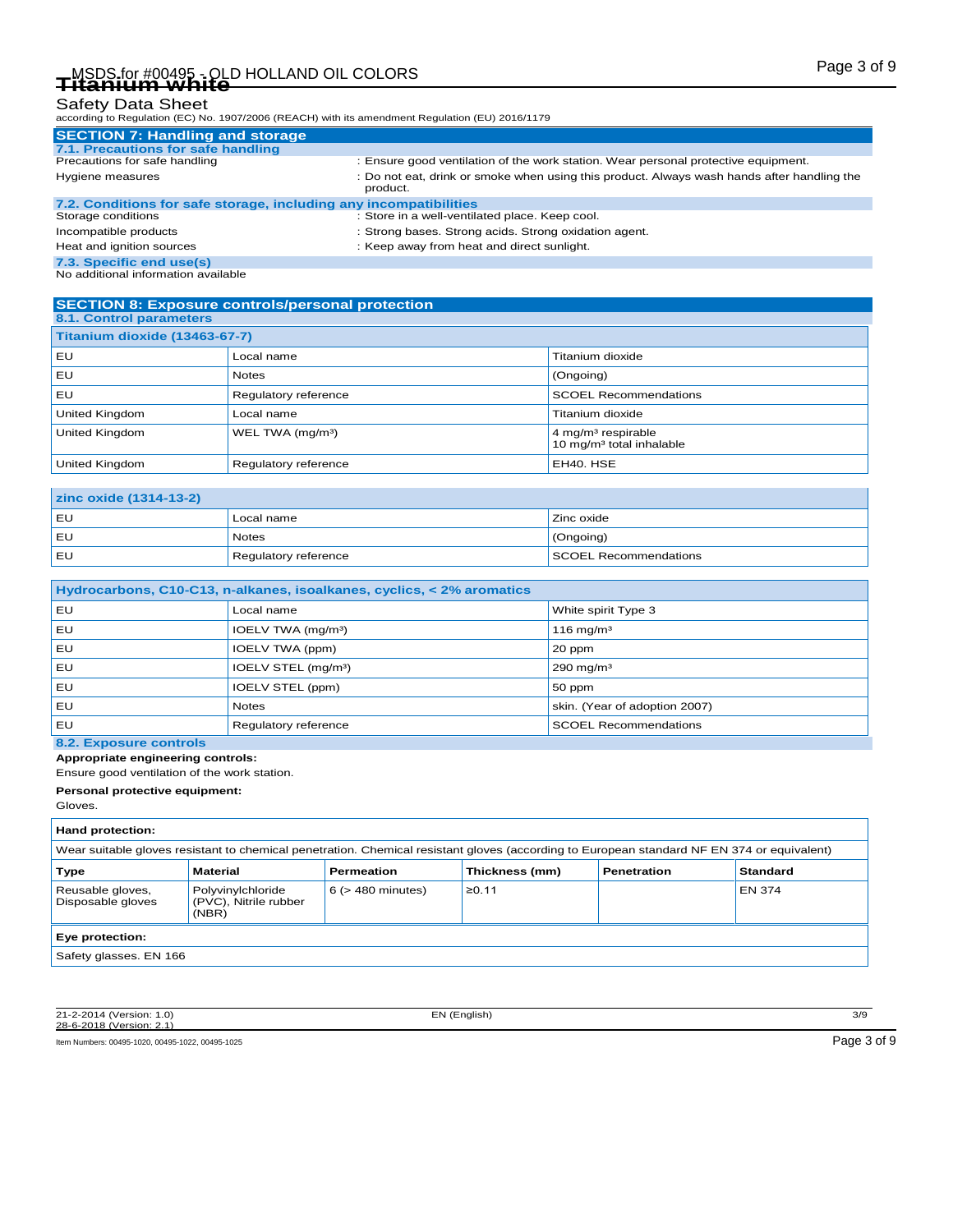## SECTION 7: Handling and storage

### 7.1. Precautions for safe handling

Precautions for safe handling : Ensure good ventilation of the work station. Wear personal protective equipment.

Hygiene measures : Do not eat, drink or smoke when using this product. Always wash hands after handling the product.

### 7.2. Conditions for safe storage, including any incompatibilities

Storage conditions : Store in a well-ventilated place. Keep cool.

Incompatible products : Strong bases. Strong acids. Strong oxidation agent.

Heat and ignition sources : Keep away from heat and direct sunlight.

### 7.3. Specific end use(s)

No additional information available

## SECTION 8: Exposure controls/personal protection

### 8.1. Control parameters

| Titanium dioxide (13463-67-7) | | |
|---|---|---|
| EU | Local name | Titanium dioxide |
| EU | Notes | (Ongoing) |
| EU | Regulatory reference | SCOEL Recommendations |
| United Kingdom | Local name | Titanium dioxide |
| United Kingdom | WEL TWA (mg/m³) | 4 mg/m³ respirable<br>10 mg/m³ total inhalable |
| United Kingdom | Regulatory reference | EH40. HSE |

| zinc oxide (1314-13-2) | | |
|---|---|---|
| EU | Local name | Zinc oxide |
| EU | Notes | (Ongoing) |
| EU | Regulatory reference | SCOEL Recommendations |

| Hydrocarbons, C10-C13, n-alkanes, isoalkanes, cyclics, < 2% aromatics | | |
|---|---|---|
| EU | Local name | White spirit Type 3 |
| EU | IOELV TWA (mg/m³) | 116 mg/m³ |
| EU | IOELV TWA (ppm) | 20 ppm |
| EU | IOELV STEL (mg/m³) | 290 mg/m³ |
| EU | IOELV STEL (ppm) | 50 ppm |
| EU | Notes | skin. (Year of adoption 2007) |
| EU | Regulatory reference | SCOEL Recommendations |

### 8.2. Exposure controls

**Appropriate engineering controls:**

Ensure good ventilation of the work station.

**Personal protective equipment:**

Gloves.

**Hand protection:**

Wear suitable gloves resistant to chemical penetration. Chemical resistant gloves (according to European standard NF EN 374 or equivalent)

| Type | Material | Permeation | Thickness (mm) | Penetration | Standard |
|---|---|---|---|---|---|
| Reusable gloves, Disposable gloves | Polyvinylchloride (PVC), Nitrile rubber (NBR) | 6 (> 480 minutes) | ≥0.11 | | EN 374 |

**Eye protection:**

Safety glasses. EN 166

21-2-2014 (Version: 1.0)
28-6-2018 (Version: 2.1)

EN (English)

Item Numbers: 00495-1020, 00495-1022, 00495-1025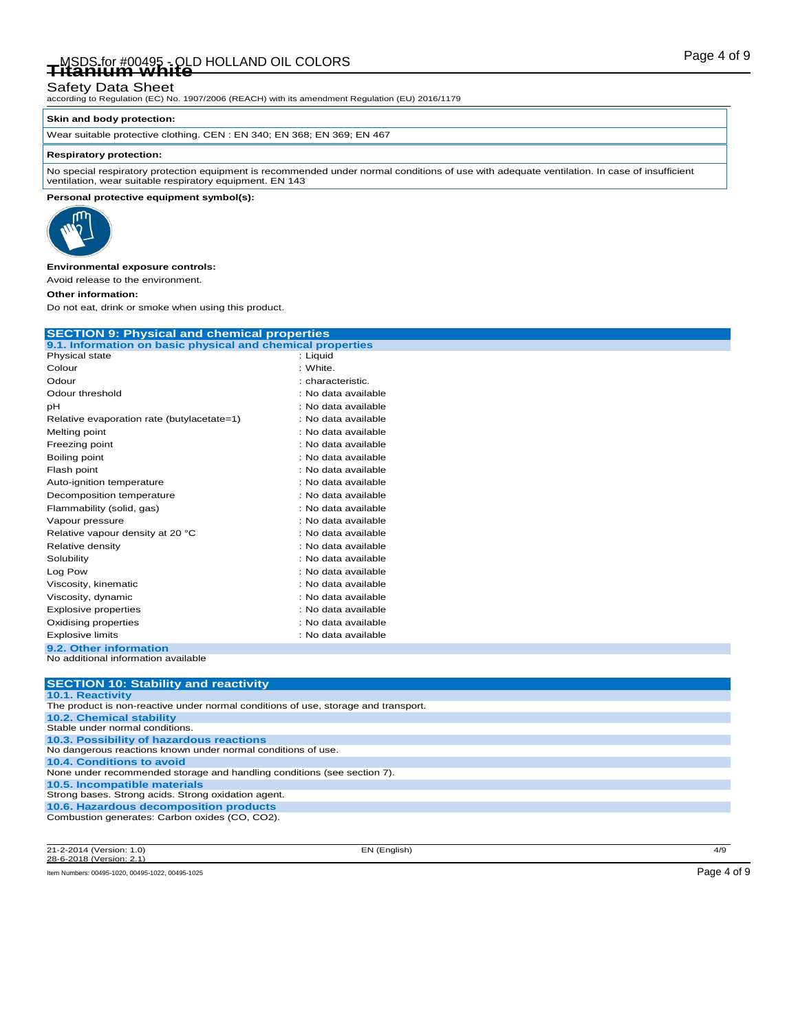**Skin and body protection:**

Wear suitable protective clothing. CEN : EN 340; EN 368; EN 369; EN 467

**Respiratory protection:**

No special respiratory protection equipment is recommended under normal conditions of use with adequate ventilation. In case of insufficient ventilation, wear suitable respiratory equipment. EN 143

**Personal protective equipment symbol(s):**

**Environmental exposure controls:**

Avoid release to the environment.

**Other information:**

Do not eat, drink or smoke when using this product.

## SECTION 9: Physical and chemical properties

### 9.1. Information on basic physical and chemical properties

| Property | Value |
|---|---|
| Physical state | : Liquid |
| Colour | : White. |
| Odour | : characteristic. |
| Odour threshold | : No data available |
| pH | : No data available |
| Relative evaporation rate (butylacetate=1) | : No data available |
| Melting point | : No data available |
| Freezing point | : No data available |
| Boiling point | : No data available |
| Flash point | : No data available |
| Auto-ignition temperature | : No data available |
| Decomposition temperature | : No data available |
| Flammability (solid, gas) | : No data available |
| Vapour pressure | : No data available |
| Relative vapour density at 20 °C | : No data available |
| Relative density | : No data available |
| Solubility | : No data available |
| Log Pow | : No data available |
| Viscosity, kinematic | : No data available |
| Viscosity, dynamic | : No data available |
| Explosive properties | : No data available |
| Oxidising properties | : No data available |
| Explosive limits | : No data available |

### 9.2. Other information

No additional information available

## SECTION 10: Stability and reactivity

### 10.1. Reactivity

The product is non-reactive under normal conditions of use, storage and transport.

### 10.2. Chemical stability

Stable under normal conditions.

### 10.3. Possibility of hazardous reactions

No dangerous reactions known under normal conditions of use.

### 10.4. Conditions to avoid

None under recommended storage and handling conditions (see section 7).

### 10.5. Incompatible materials

Strong bases. Strong acids. Strong oxidation agent.

### 10.6. Hazardous decomposition products

Combustion generates: Carbon oxides (CO, $CO_2$).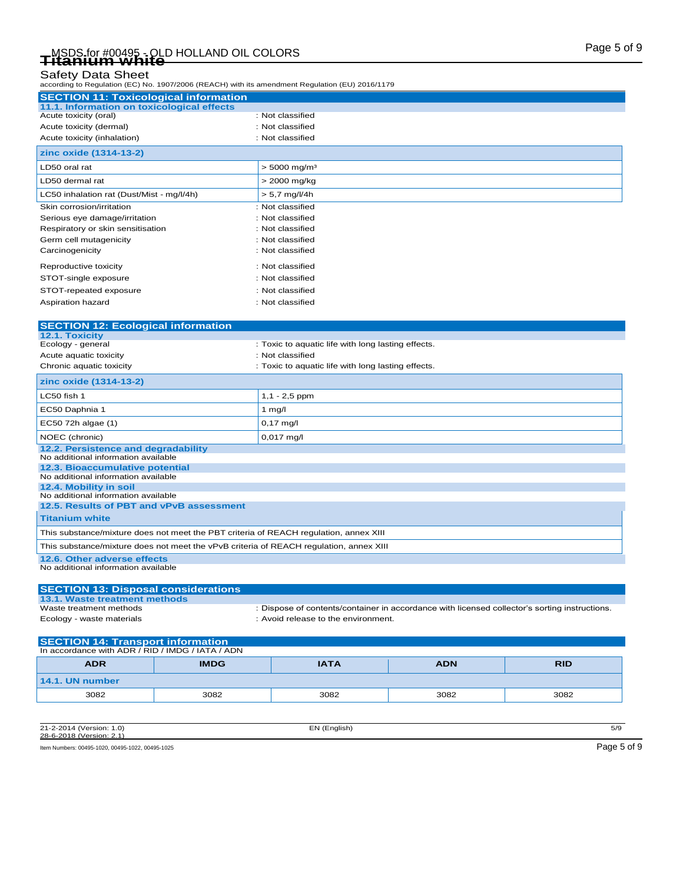## SECTION 11: Toxicological information

### 11.1. Information on toxicological effects

| | |
|---|---|
| Acute toxicity (oral) | : Not classified |
| Acute toxicity (dermal) | : Not classified |
| Acute toxicity (inhalation) | : Not classified |

| zinc oxide (1314-13-2) | |
|---|---|
| LD50 oral rat | > 5000 mg/m³ |
| LD50 dermal rat | > 2000 mg/kg |
| LC50 inhalation rat (Dust/Mist - mg/l/4h) | > 5,7 mg/l/4h |

| | |
|---|---|
| Skin corrosion/irritation | : Not classified |
| Serious eye damage/irritation | : Not classified |
| Respiratory or skin sensitisation | : Not classified |
| Germ cell mutagenicity | : Not classified |
| Carcinogenicity | : Not classified |
| Reproductive toxicity | : Not classified |
| STOT-single exposure | : Not classified |
| STOT-repeated exposure | : Not classified |
| Aspiration hazard | : Not classified |

## SECTION 12: Ecological information

### 12.1. Toxicity

| | |
|---|---|
| Ecology - general | : Toxic to aquatic life with long lasting effects. |
| Acute aquatic toxicity | : Not classified |
| Chronic aquatic toxicity | : Toxic to aquatic life with long lasting effects. |

| zinc oxide (1314-13-2) | |
|---|---|
| LC50 fish 1 | 1,1 - 2,5 ppm |
| EC50 Daphnia 1 | 1 mg/l |
| EC50 72h algae (1) | 0,17 mg/l |
| NOEC (chronic) | 0,017 mg/l |

### 12.2. Persistence and degradability

No additional information available

### 12.3. Bioaccumulative potential

No additional information available

### 12.4. Mobility in soil

No additional information available

### 12.5. Results of PBT and vPvB assessment

| Titanium white |
|---|
| This substance/mixture does not meet the PBT criteria of REACH regulation, annex XIII |
| This substance/mixture does not meet the vPvB criteria of REACH regulation, annex XIII |

### 12.6. Other adverse effects

No additional information available

## SECTION 13: Disposal considerations

### 13.1. Waste treatment methods

| | |
|---|---|
| Waste treatment methods | : Dispose of contents/container in accordance with licensed collector's sorting instructions. |
| Ecology - waste materials | : Avoid release to the environment. |

## SECTION 14: Transport information

In accordance with ADR / RID / IMDG / IATA / ADN

| ADR | IMDG | IATA | ADN | RID |
|---|---|---|---|---|
| **14.1. UN number** | | | | |
| 3082 | 3082 | 3082 | 3082 | 3082 |

21-2-2014 (Version: 1.0)
28-6-2018 (Version: 2.1)

Item Numbers: 00495-1020, 00495-1022, 00495-1025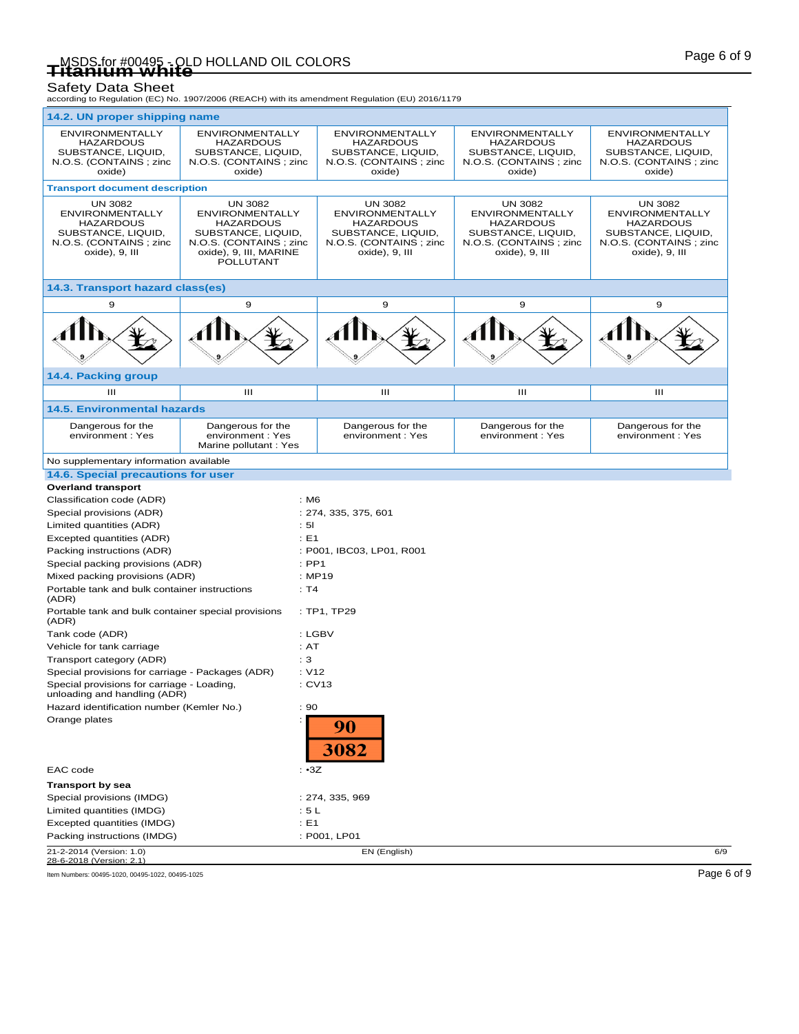## 14.2. UN proper shipping name

| | | | | |
|---|---|---|---|---|
| ENVIRONMENTALLY HAZARDOUS SUBSTANCE, LIQUID, N.O.S. (CONTAINS ; zinc oxide) | ENVIRONMENTALLY HAZARDOUS SUBSTANCE, LIQUID, N.O.S. (CONTAINS ; zinc oxide) | ENVIRONMENTALLY HAZARDOUS SUBSTANCE, LIQUID, N.O.S. (CONTAINS ; zinc oxide) | ENVIRONMENTALLY HAZARDOUS SUBSTANCE, LIQUID, N.O.S. (CONTAINS ; zinc oxide) | ENVIRONMENTALLY HAZARDOUS SUBSTANCE, LIQUID, N.O.S. (CONTAINS ; zinc oxide) |

**Transport document description**

| | | | | |
|---|---|---|---|---|
| UN 3082 ENVIRONMENTALLY HAZARDOUS SUBSTANCE, LIQUID, N.O.S. (CONTAINS ; zinc oxide), 9, III | UN 3082 ENVIRONMENTALLY HAZARDOUS SUBSTANCE, LIQUID, N.O.S. (CONTAINS ; zinc oxide), 9, III, MARINE POLLUTANT | UN 3082 ENVIRONMENTALLY HAZARDOUS SUBSTANCE, LIQUID, N.O.S. (CONTAINS ; zinc oxide), 9, III | UN 3082 ENVIRONMENTALLY HAZARDOUS SUBSTANCE, LIQUID, N.O.S. (CONTAINS ; zinc oxide), 9, III | UN 3082 ENVIRONMENTALLY HAZARDOUS SUBSTANCE, LIQUID, N.O.S. (CONTAINS ; zinc oxide), 9, III |

## 14.3. Transport hazard class(es)

| | | | | |
|---|---|---|---|---|
| 9 | 9 | 9 | 9 | 9 |

## 14.4. Packing group

| | | | | |
|---|---|---|---|---|
| III | III | III | III | III |

## 14.5. Environmental hazards

| | | | | |
|---|---|---|---|---|
| Dangerous for the environment : Yes | Dangerous for the environment : Yes<br>Marine pollutant : Yes | Dangerous for the environment : Yes | Dangerous for the environment : Yes | Dangerous for the environment : Yes |

No supplementary information available

## 14.6. Special precautions for user

**Overland transport**

| | |
|---|---|
| Classification code (ADR) | : M6 |
| Special provisions (ADR) | : 274, 335, 375, 601 |
| Limited quantities (ADR) | : 5l |
| Excepted quantities (ADR) | : E1 |
| Packing instructions (ADR) | : P001, IBC03, LP01, R001 |
| Special packing provisions (ADR) | : PP1 |
| Mixed packing provisions (ADR) | : MP19 |
| Portable tank and bulk container instructions (ADR) | : T4 |
| Portable tank and bulk container special provisions (ADR) | : TP1, TP29 |
| Tank code (ADR) | : LGBV |
| Vehicle for tank carriage | : AT |
| Transport category (ADR) | : 3 |
| Special provisions for carriage - Packages (ADR) | : V12 |
| Special provisions for carriage - Loading, unloading and handling (ADR) | : CV13 |
| Hazard identification number (Kemler No.) | : 90 |
| Orange plates | : 90 / 3082 |
| EAC code | : •3Z |

**Transport by sea**

| | |
|---|---|
| Special provisions (IMDG) | : 274, 335, 969 |
| Limited quantities (IMDG) | : 5 L |
| Excepted quantities (IMDG) | : E1 |
| Packing instructions (IMDG) | : P001, LP01 |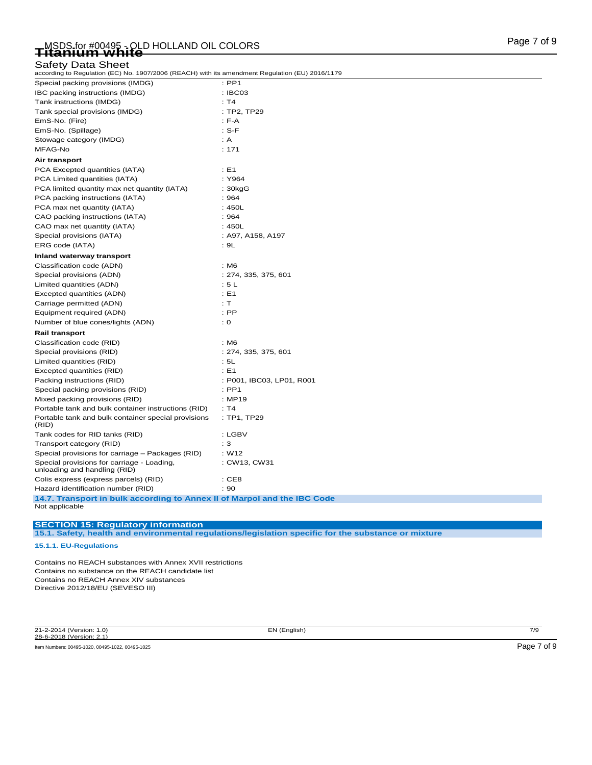| | |
|---|---|
| Special packing provisions (IMDG) | : PP1 |
| IBC packing instructions (IMDG) | : IBC03 |
| Tank instructions (IMDG) | : T4 |
| Tank special provisions (IMDG) | : TP2, TP29 |
| EmS-No. (Fire) | : F-A |
| EmS-No. (Spillage) | : S-F |
| Stowage category (IMDG) | : A |
| MFAG-No | : 171 |

**Air transport**

| | |
|---|---|
| PCA Excepted quantities (IATA) | : E1 |
| PCA Limited quantities (IATA) | : Y964 |
| PCA limited quantity max net quantity (IATA) | : 30kgG |
| PCA packing instructions (IATA) | : 964 |
| PCA max net quantity (IATA) | : 450L |
| CAO packing instructions (IATA) | : 964 |
| CAO max net quantity (IATA) | : 450L |
| Special provisions (IATA) | : A97, A158, A197 |
| ERG code (IATA) | : 9L |

**Inland waterway transport**

| | |
|---|---|
| Classification code (ADN) | : M6 |
| Special provisions (ADN) | : 274, 335, 375, 601 |
| Limited quantities (ADN) | : 5 L |
| Excepted quantities (ADN) | : E1 |
| Carriage permitted (ADN) | : T |
| Equipment required (ADN) | : PP |
| Number of blue cones/lights (ADN) | : 0 |

**Rail transport**

| | |
|---|---|
| Classification code (RID) | : M6 |
| Special provisions (RID) | : 274, 335, 375, 601 |
| Limited quantities (RID) | : 5L |
| Excepted quantities (RID) | : E1 |
| Packing instructions (RID) | : P001, IBC03, LP01, R001 |
| Special packing provisions (RID) | : PP1 |
| Mixed packing provisions (RID) | : MP19 |
| Portable tank and bulk container instructions (RID) | : T4 |
| Portable tank and bulk container special provisions (RID) | : TP1, TP29 |
| Tank codes for RID tanks (RID) | : LGBV |
| Transport category (RID) | : 3 |
| Special provisions for carriage – Packages (RID) | : W12 |
| Special provisions for carriage - Loading, unloading and handling (RID) | : CW13, CW31 |
| Colis express (express parcels) (RID) | : CE8 |
| Hazard identification number (RID) | : 90 |

### 14.7. Transport in bulk according to Annex II of Marpol and the IBC Code

Not applicable

## SECTION 15: Regulatory information

### 15.1. Safety, health and environmental regulations/legislation specific for the substance or mixture

#### 15.1.1. EU-Regulations

Contains no REACH substances with Annex XVII restrictions
Contains no substance on the REACH candidate list
Contains no REACH Annex XIV substances
Directive 2012/18/EU (SEVESO III)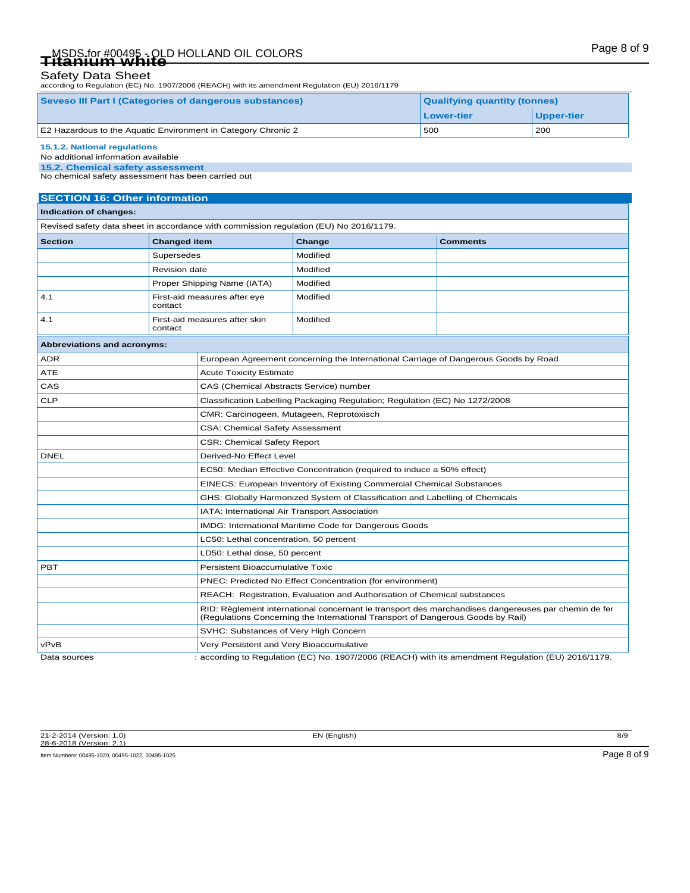| Seveso III Part I (Categories of dangerous substances) | Qualifying quantity (tonnes) | |
|---|---|---|
| | Lower-tier | Upper-tier |
| E2 Hazardous to the Aquatic Environment in Category Chronic 2 | 500 | 200 |

#### 15.1.2. National regulations

No additional information available

### 15.2. Chemical safety assessment

No chemical safety assessment has been carried out

## SECTION 16: Other information

**Indication of changes:**

Revised safety data sheet in accordance with commission regulation (EU) No 2016/1179.

| Section | Changed item | Change | Comments |
|---|---|---|---|
| | Supersedes | Modified | |
| | Revision date | Modified | |
| | Proper Shipping Name (IATA) | Modified | |
| 4.1 | First-aid measures after eye contact | Modified | |
| 4.1 | First-aid measures after skin contact | Modified | |

**Abbreviations and acronyms:**

| | |
|---|---|
| ADR | European Agreement concerning the International Carriage of Dangerous Goods by Road |
| ATE | Acute Toxicity Estimate |
| CAS | CAS (Chemical Abstracts Service) number |
| CLP | Classification Labelling Packaging Regulation; Regulation (EC) No 1272/2008 |
| | CMR: Carcinogeen, Mutageen, Reprotoxisch |
| | CSA: Chemical Safety Assessment |
| | CSR: Chemical Safety Report |
| DNEL | Derived-No Effect Level |
| | EC50: Median Effective Concentration (required to induce a 50% effect) |
| | EINECS: European Inventory of Existing Commercial Chemical Substances |
| | GHS: Globally Harmonized System of Classification and Labelling of Chemicals |
| | IATA: International Air Transport Association |
| | IMDG: International Maritime Code for Dangerous Goods |
| | LC50: Lethal concentration, 50 percent |
| | LD50: Lethal dose, 50 percent |
| PBT | Persistent Bioaccumulative Toxic |
| | PNEC: Predicted No Effect Concentration (for environment) |
| | REACH: Registration, Evaluation and Authorisation of Chemical substances |
| | RID: Règlement international concernant le transport des marchandises dangereuses par chemin de fer (Regulations Concerning the International Transport of Dangerous Goods by Rail) |
| | SVHC: Substances of Very High Concern |
| vPvB | Very Persistent and Very Bioaccumulative |

Data sources : according to Regulation (EC) No. 1907/2006 (REACH) with its amendment Regulation (EU) 2016/1179.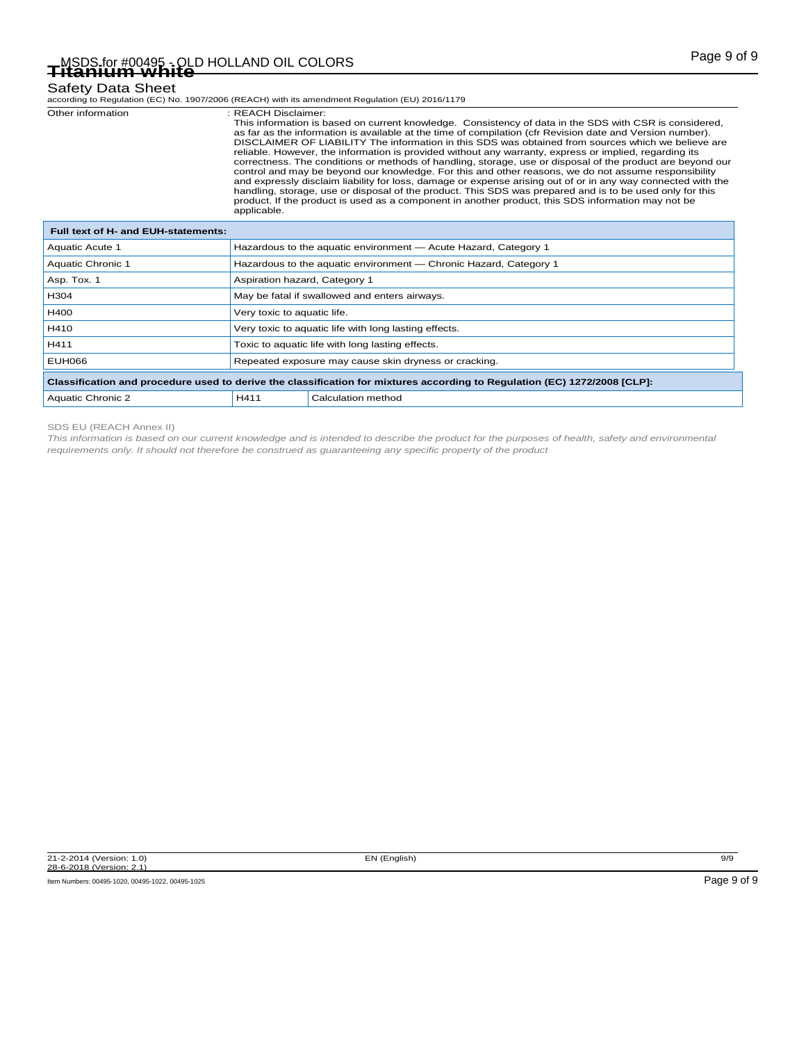Other information : REACH Disclaimer:
This information is based on current knowledge. Consistency of data in the SDS with CSR is considered, as far as the information is available at the time of compilation (cfr Revision date and Version number). DISCLAIMER OF LIABILITY The information in this SDS was obtained from sources which we believe are reliable. However, the information is provided without any warranty, express or implied, regarding its correctness. The conditions or methods of handling, storage, use or disposal of the product are beyond our control and may be beyond our knowledge. For this and other reasons, we do not assume responsibility and expressly disclaim liability for loss, damage or expense arising out of or in any way connected with the handling, storage, use or disposal of the product. This SDS was prepared and is to be used only for this product. If the product is used as a component in another product, this SDS information may not be applicable.

| Full text of H- and EUH-statements: | |
|---|---|
| Aquatic Acute 1 | Hazardous to the aquatic environment — Acute Hazard, Category 1 |
| Aquatic Chronic 1 | Hazardous to the aquatic environment — Chronic Hazard, Category 1 |
| Asp. Tox. 1 | Aspiration hazard, Category 1 |
| H304 | May be fatal if swallowed and enters airways. |
| H400 | Very toxic to aquatic life. |
| H410 | Very toxic to aquatic life with long lasting effects. |
| H411 | Toxic to aquatic life with long lasting effects. |
| EUH066 | Repeated exposure may cause skin dryness or cracking. |

| Classification and procedure used to derive the classification for mixtures according to Regulation (EC) 1272/2008 [CLP]: | | |
|---|---|---|
| Aquatic Chronic 2 | H411 | Calculation method |

SDS EU (REACH Annex II)

*This information is based on our current knowledge and is intended to describe the product for the purposes of health, safety and environmental requirements only. It should not therefore be construed as guaranteeing any specific property of the product*